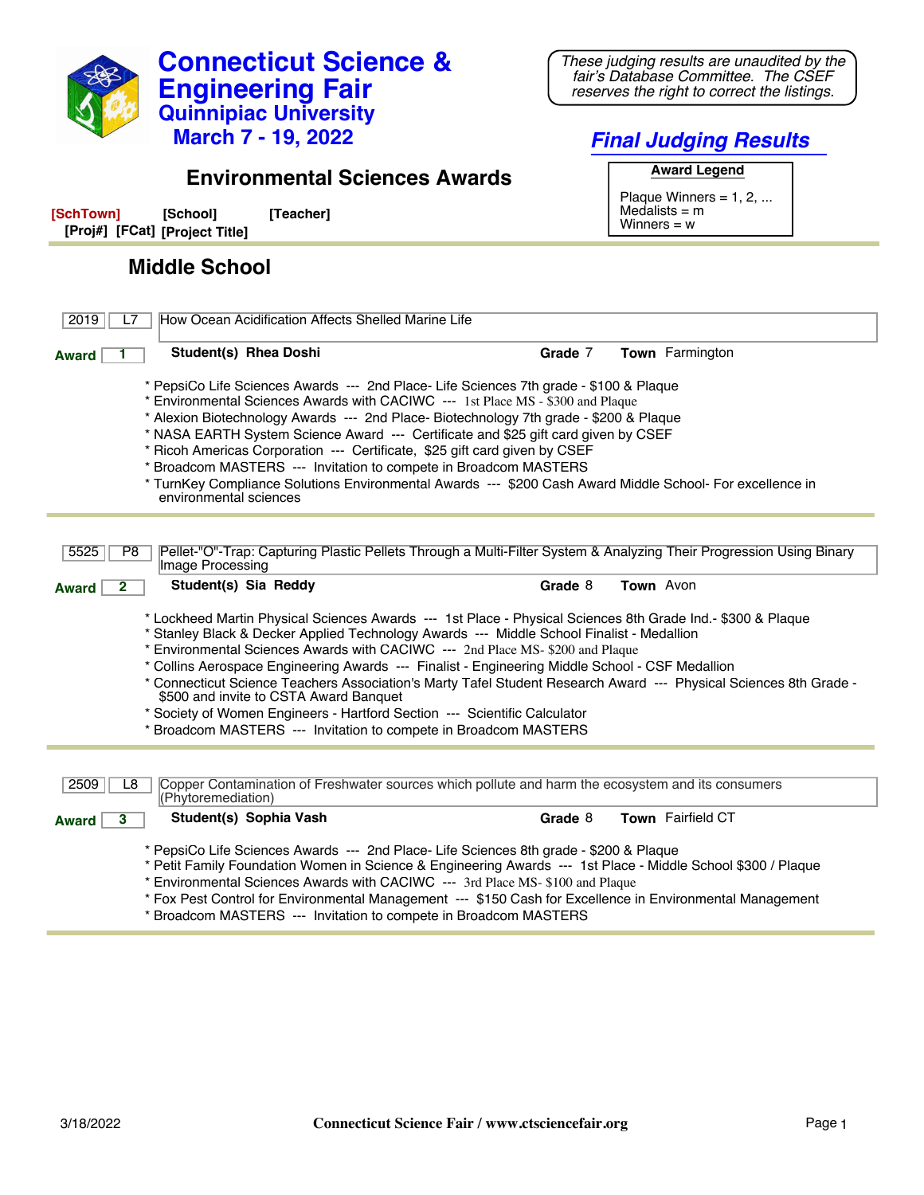# Connecticut Science & Engineering Fair

## Quinnipiac University

## March 7 - 19, 2022

*These judging results are unaudited by the fair's Database Committee. The CSEF reserves the right to correct the listings.*

## *Final Judging Results*

## Environmental Sciences Awards

**Award Legend**

Plaque Winners = 1, 2, ...
Medalists = m
Winners = w

**[SchTown] [School] [Teacher]**
**[Proj#] [FCat] [Project Title]**

### Middle School

---

**2019** | **L7** | How Ocean Acidification Affects Shelled Marine Life

**Award 1** — **Student(s)** Rhea Doshi — **Grade** 7 — **Town** Farmington

* PepsiCo Life Sciences Awards --- 2nd Place- Life Sciences 7th grade - $100 & Plaque
* Environmental Sciences Awards with CACIWC --- 1st Place MS - $300 and Plaque
* Alexion Biotechnology Awards --- 2nd Place- Biotechnology 7th grade - $200 & Plaque
* NASA EARTH System Science Award --- Certificate and $25 gift card given by CSEF
* Ricoh Americas Corporation --- Certificate, $25 gift card given by CSEF
* Broadcom MASTERS --- Invitation to compete in Broadcom MASTERS
* TurnKey Compliance Solutions Environmental Awards --- $200 Cash Award Middle School- For excellence in environmental sciences

---

**5525** | **P8** | Pellet-"O"-Trap: Capturing Plastic Pellets Through a Multi-Filter System & Analyzing Their Progression Using Binary Image Processing

**Award 2** — **Student(s)** Sia Reddy — **Grade** 8 — **Town** Avon

* Lockheed Martin Physical Sciences Awards --- 1st Place - Physical Sciences 8th Grade Ind.- $300 & Plaque
* Stanley Black & Decker Applied Technology Awards --- Middle School Finalist - Medallion
* Environmental Sciences Awards with CACIWC --- 2nd Place MS- $200 and Plaque
* Collins Aerospace Engineering Awards --- Finalist - Engineering Middle School - CSF Medallion
* Connecticut Science Teachers Association's Marty Tafel Student Research Award --- Physical Sciences 8th Grade - $500 and invite to CSTA Award Banquet
* Society of Women Engineers - Hartford Section --- Scientific Calculator
* Broadcom MASTERS --- Invitation to compete in Broadcom MASTERS

---

**2509** | **L8** | Copper Contamination of Freshwater sources which pollute and harm the ecosystem and its consumers (Phytoremediation)

**Award 3** — **Student(s)** Sophia Vash — **Grade** 8 — **Town** Fairfield CT

* PepsiCo Life Sciences Awards --- 2nd Place- Life Sciences 8th grade - $200 & Plaque
* Petit Family Foundation Women in Science & Engineering Awards --- 1st Place - Middle School $300 / Plaque
* Environmental Sciences Awards with CACIWC --- 3rd Place MS- $100 and Plaque
* Fox Pest Control for Environmental Management --- $150 Cash for Excellence in Environmental Management
* Broadcom MASTERS --- Invitation to compete in Broadcom MASTERS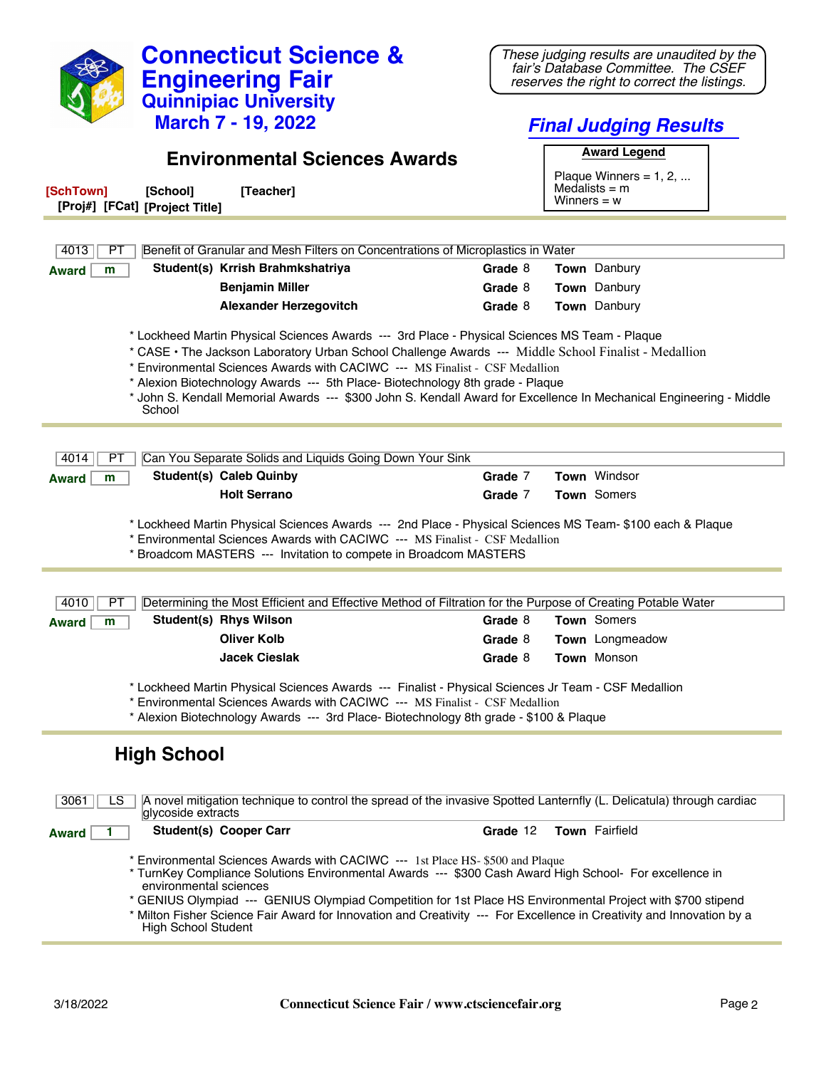# Connecticut Science & Engineering Fair
## Quinnipiac University
## March 7 - 19, 2022

*These judging results are unaudited by the fair's Database Committee. The CSEF reserves the right to correct the listings.*

## *Final Judging Results*

## Environmental Sciences Awards

**Award Legend**

Plaque Winners = 1, 2, ...
Medalists = m
Winners = w

**[SchTown]** **[School]** **[Teacher]**
**[Proj#]** **[FCat]** **[Project Title]**

---

4013 | PT | Benefit of Granular and Mesh Filters on Concentrations of Microplastics in Water

**Award** m

| Student(s) | Grade | Town |
|---|---|---|
| **Krrish Brahmkshatriya** | 8 | Danbury |
| **Benjamin Miller** | 8 | Danbury |
| **Alexander Herzegovitch** | 8 | Danbury |

* Lockheed Martin Physical Sciences Awards --- 3rd Place - Physical Sciences MS Team - Plaque
* CASE • The Jackson Laboratory Urban School Challenge Awards --- Middle School Finalist - Medallion
* Environmental Sciences Awards with CACIWC --- MS Finalist - CSF Medallion
* Alexion Biotechnology Awards --- 5th Place- Biotechnology 8th grade - Plaque
* John S. Kendall Memorial Awards --- $300 John S. Kendall Award for Excellence In Mechanical Engineering - Middle School

---

4014 | PT | Can You Separate Solids and Liquids Going Down Your Sink

**Award** m

| Student(s) | Grade | Town |
|---|---|---|
| **Caleb Quinby** | 7 | Windsor |
| **Holt Serrano** | 7 | Somers |

* Lockheed Martin Physical Sciences Awards --- 2nd Place - Physical Sciences MS Team- $100 each & Plaque
* Environmental Sciences Awards with CACIWC --- MS Finalist - CSF Medallion
* Broadcom MASTERS --- Invitation to compete in Broadcom MASTERS

---

4010 | PT | Determining the Most Efficient and Effective Method of Filtration for the Purpose of Creating Potable Water

**Award** m

| Student(s) | Grade | Town |
|---|---|---|
| **Rhys Wilson** | 8 | Somers |
| **Oliver Kolb** | 8 | Longmeadow |
| **Jacek Cieslak** | 8 | Monson |

* Lockheed Martin Physical Sciences Awards --- Finalist - Physical Sciences Jr Team - CSF Medallion
* Environmental Sciences Awards with CACIWC --- MS Finalist - CSF Medallion
* Alexion Biotechnology Awards --- 3rd Place- Biotechnology 8th grade - $100 & Plaque

---

## High School

3061 | LS | A novel mitigation technique to control the spread of the invasive Spotted Lanternfly (L. Delicatula) through cardiac glycoside extracts

**Award** 1

| Student(s) | Grade | Town |
|---|---|---|
| **Cooper Carr** | 12 | Fairfield |

* Environmental Sciences Awards with CACIWC --- 1st Place HS- $500 and Plaque
* TurnKey Compliance Solutions Environmental Awards --- $300 Cash Award High School- For excellence in environmental sciences
* GENIUS Olympiad --- GENIUS Olympiad Competition for 1st Place HS Environmental Project with $700 stipend
* Milton Fisher Science Fair Award for Innovation and Creativity --- For Excellence in Creativity and Innovation by a High School Student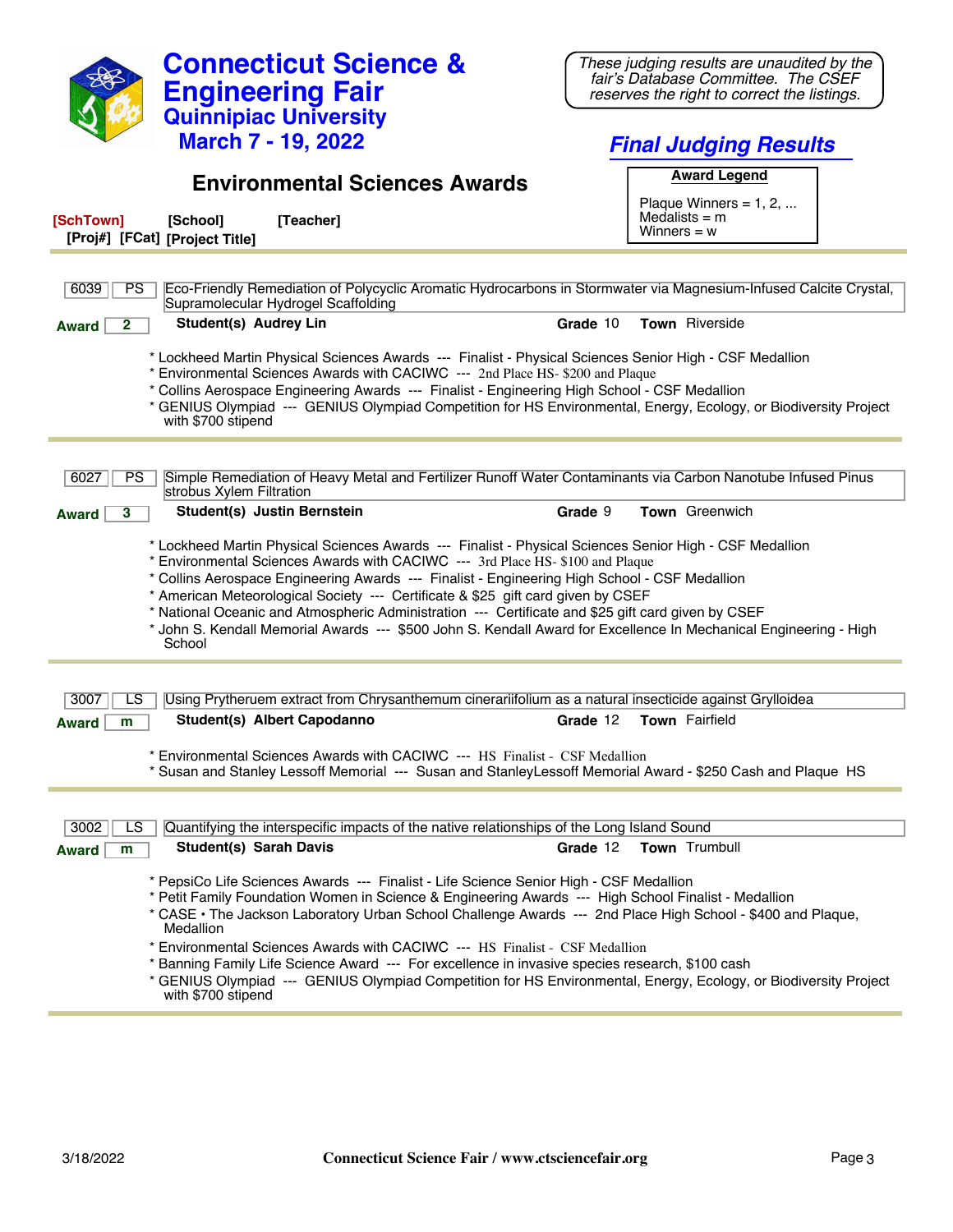# Connecticut Science & Engineering Fair
## Quinnipiac University
### March 7 - 19, 2022

*These judging results are unaudited by the fair's Database Committee. The CSEF reserves the right to correct the listings.*

## *Final Judging Results*

## Environmental Sciences Awards

**Award Legend**

Plaque Winners = 1, 2, ...
Medalists = m
Winners = w

**[SchTown]** **[School]** **[Teacher]**
**[Proj#]** **[FCat]** **[Project Title]**

---

**6039** | **PS** | Eco-Friendly Remediation of Polycyclic Aromatic Hydrocarbons in Stormwater via Magnesium-Infused Calcite Crystal, Supramolecular Hydrogel Scaffolding

**Award** 2 — **Student(s)** Audrey Lin — **Grade** 10 — **Town** Riverside

* Lockheed Martin Physical Sciences Awards --- Finalist - Physical Sciences Senior High - CSF Medallion
* Environmental Sciences Awards with CACIWC --- 2nd Place HS- $200 and Plaque
* Collins Aerospace Engineering Awards --- Finalist - Engineering High School - CSF Medallion
* GENIUS Olympiad --- GENIUS Olympiad Competition for HS Environmental, Energy, Ecology, or Biodiversity Project with $700 stipend

---

**6027** | **PS** | Simple Remediation of Heavy Metal and Fertilizer Runoff Water Contaminants via Carbon Nanotube Infused Pinus strobus Xylem Filtration

**Award** 3 — **Student(s)** Justin Bernstein — **Grade** 9 — **Town** Greenwich

* Lockheed Martin Physical Sciences Awards --- Finalist - Physical Sciences Senior High - CSF Medallion
* Environmental Sciences Awards with CACIWC --- 3rd Place HS- $100 and Plaque
* Collins Aerospace Engineering Awards --- Finalist - Engineering High School - CSF Medallion
* American Meteorological Society --- Certificate & $25 gift card given by CSEF
* National Oceanic and Atmospheric Administration --- Certificate and $25 gift card given by CSEF
* John S. Kendall Memorial Awards --- $500 John S. Kendall Award for Excellence In Mechanical Engineering - High School

---

**3007** | **LS** | Using Prytheruem extract from Chrysanthemum cinerariifolium as a natural insecticide against Grylloidea

**Award** m — **Student(s)** Albert Capodanno — **Grade** 12 — **Town** Fairfield

* Environmental Sciences Awards with CACIWC --- HS Finalist - CSF Medallion
* Susan and Stanley Lessoff Memorial --- Susan and StanleyLessoff Memorial Award - $250 Cash and Plaque HS

---

**3002** | **LS** | Quantifying the interspecific impacts of the native relationships of the Long Island Sound

**Award** m — **Student(s)** Sarah Davis — **Grade** 12 — **Town** Trumbull

* PepsiCo Life Sciences Awards --- Finalist - Life Science Senior High - CSF Medallion
* Petit Family Foundation Women in Science & Engineering Awards --- High School Finalist - Medallion
* CASE • The Jackson Laboratory Urban School Challenge Awards --- 2nd Place High School - $400 and Plaque, Medallion
* Environmental Sciences Awards with CACIWC --- HS Finalist - CSF Medallion
* Banning Family Life Science Award --- For excellence in invasive species research, $100 cash
* GENIUS Olympiad --- GENIUS Olympiad Competition for HS Environmental, Energy, Ecology, or Biodiversity Project with $700 stipend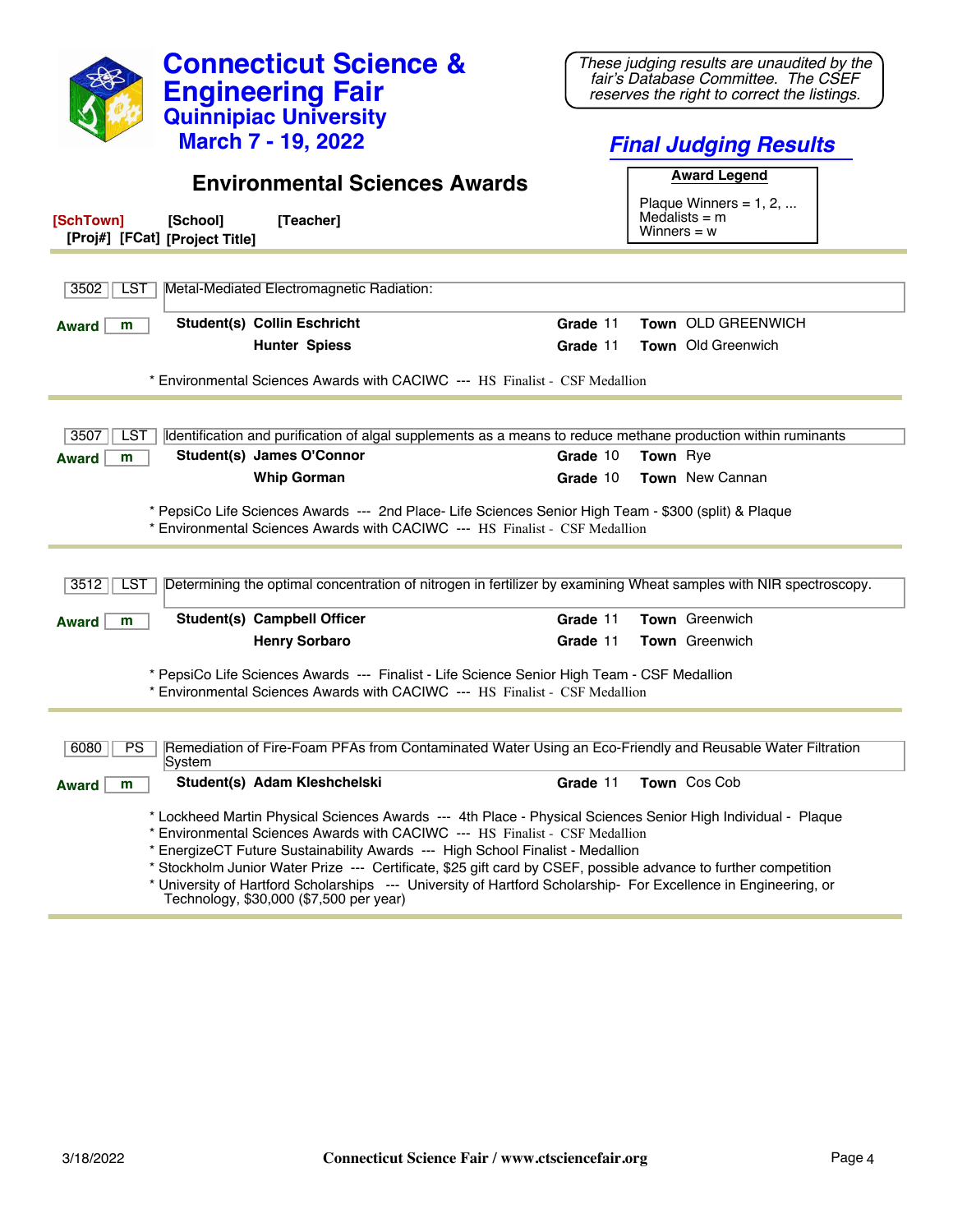# Connecticut Science & Engineering Fair
## Quinnipiac University
## March 7 - 19, 2022

*These judging results are unaudited by the fair's Database Committee. The CSEF reserves the right to correct the listings.*

## *Final Judging Results*

## Environmental Sciences Awards

**Award Legend**

Plaque Winners = 1, 2, ...
Medalists = m
Winners = w

**[SchTown]** **[School]** **[Teacher]**
**[Proj#]** **[FCat]** **[Project Title]**

---

**3502** | **LST** | Metal-Mediated Electromagnetic Radiation:

**Award** m

**Student(s)** **Collin Eschricht** — **Grade** 11 — **Town** OLD GREENWICH
**Hunter Spiess** — **Grade** 11 — **Town** Old Greenwich

* Environmental Sciences Awards with CACIWC --- HS Finalist - CSF Medallion

---

**3507** | **LST** | Identification and purification of algal supplements as a means to reduce methane production within ruminants

**Award** m

**Student(s)** **James O'Connor** — **Grade** 10 — **Town** Rye
**Whip Gorman** — **Grade** 10 — **Town** New Cannan

* PepsiCo Life Sciences Awards --- 2nd Place- Life Sciences Senior High Team - $300 (split) & Plaque
* Environmental Sciences Awards with CACIWC --- HS Finalist - CSF Medallion

---

**3512** | **LST** | Determining the optimal concentration of nitrogen in fertilizer by examining Wheat samples with NIR spectroscopy.

**Award** m

**Student(s)** **Campbell Officer** — **Grade** 11 — **Town** Greenwich
**Henry Sorbaro** — **Grade** 11 — **Town** Greenwich

* PepsiCo Life Sciences Awards --- Finalist - Life Science Senior High Team - CSF Medallion
* Environmental Sciences Awards with CACIWC --- HS Finalist - CSF Medallion

---

**6080** | **PS** | Remediation of Fire-Foam PFAs from Contaminated Water Using an Eco-Friendly and Reusable Water Filtration System

**Award** m

**Student(s)** **Adam Kleshchelski** — **Grade** 11 — **Town** Cos Cob

* Lockheed Martin Physical Sciences Awards --- 4th Place - Physical Sciences Senior High Individual - Plaque
* Environmental Sciences Awards with CACIWC --- HS Finalist - CSF Medallion
* EnergizeCT Future Sustainability Awards --- High School Finalist - Medallion
* Stockholm Junior Water Prize --- Certificate, $25 gift card by CSEF, possible advance to further competition
* University of Hartford Scholarships --- University of Hartford Scholarship- For Excellence in Engineering, or Technology, $30,000 ($7,500 per year)

---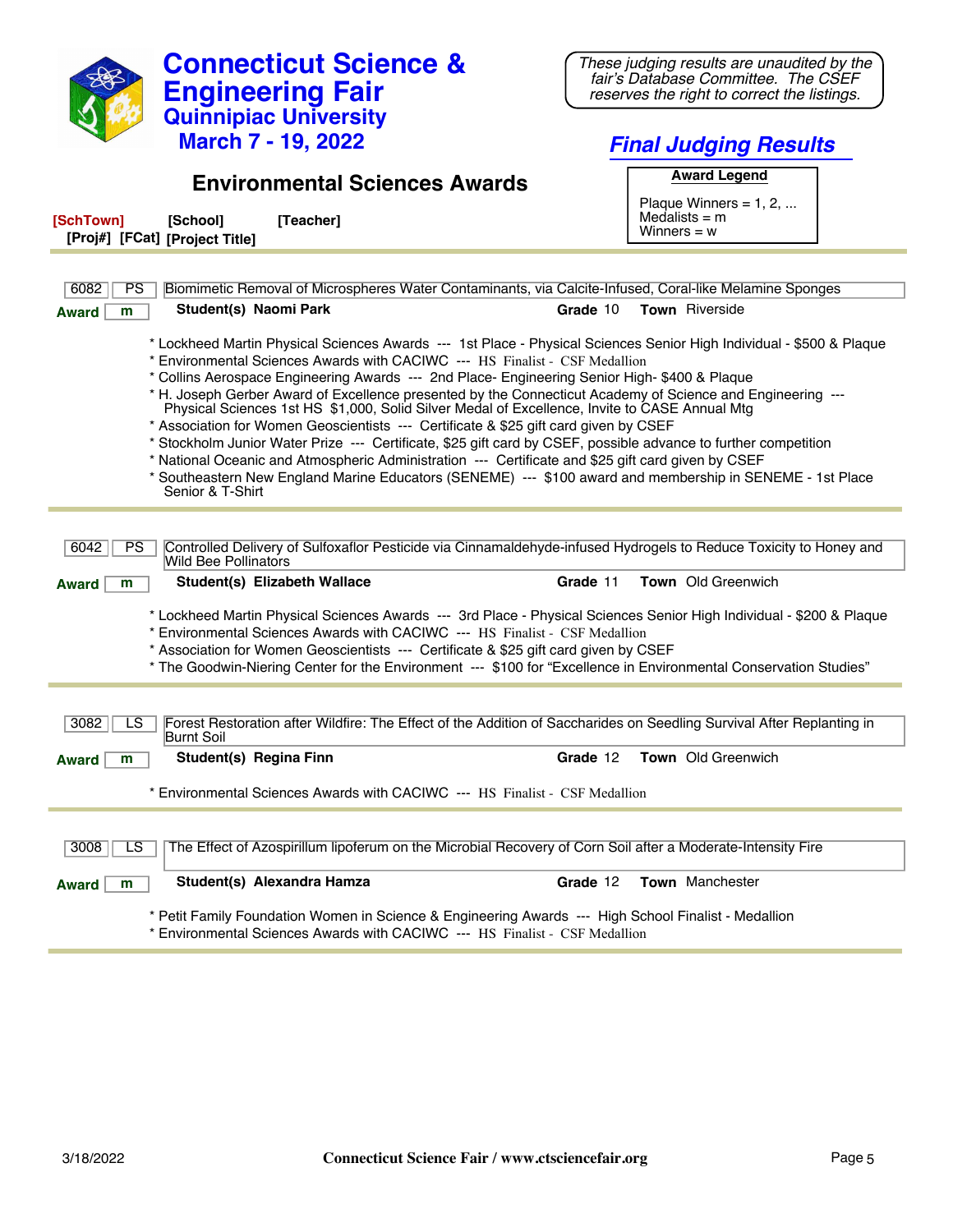# Connecticut Science & Engineering Fair
## Quinnipiac University
## March 7 - 19, 2022

*These judging results are unaudited by the fair's Database Committee. The CSEF reserves the right to correct the listings.*

## *Final Judging Results*

## Environmental Sciences Awards

**Award Legend**

Plaque Winners = 1, 2, ...
Medalists = m
Winners = w

**[SchTown] [School] [Teacher]**
**[Proj#] [FCat] [Project Title]**

---

**6082** | **PS** | Biomimetic Removal of Microspheres Water Contaminants, via Calcite-Infused, Coral-like Melamine Sponges

**Award** m — **Student(s)** **Naomi Park** — **Grade** 10 — **Town** Riverside

* Lockheed Martin Physical Sciences Awards --- 1st Place - Physical Sciences Senior High Individual - $500 & Plaque
* Environmental Sciences Awards with CACIWC --- HS Finalist - CSF Medallion
* Collins Aerospace Engineering Awards --- 2nd Place- Engineering Senior High- $400 & Plaque
* H. Joseph Gerber Award of Excellence presented by the Connecticut Academy of Science and Engineering --- Physical Sciences 1st HS $1,000, Solid Silver Medal of Excellence, Invite to CASE Annual Mtg
* Association for Women Geoscientists --- Certificate & $25 gift card given by CSEF
* Stockholm Junior Water Prize --- Certificate, $25 gift card by CSEF, possible advance to further competition
* National Oceanic and Atmospheric Administration --- Certificate and $25 gift card given by CSEF
* Southeastern New England Marine Educators (SENEME) --- $100 award and membership in SENEME - 1st Place Senior & T-Shirt

---

**6042** | **PS** | Controlled Delivery of Sulfoxaflor Pesticide via Cinnamaldehyde-infused Hydrogels to Reduce Toxicity to Honey and Wild Bee Pollinators

**Award** m — **Student(s)** **Elizabeth Wallace** — **Grade** 11 — **Town** Old Greenwich

* Lockheed Martin Physical Sciences Awards --- 3rd Place - Physical Sciences Senior High Individual - $200 & Plaque
* Environmental Sciences Awards with CACIWC --- HS Finalist - CSF Medallion
* Association for Women Geoscientists --- Certificate & $25 gift card given by CSEF
* The Goodwin-Niering Center for the Environment --- $100 for "Excellence in Environmental Conservation Studies"

---

**3082** | **LS** | Forest Restoration after Wildfire: The Effect of the Addition of Saccharides on Seedling Survival After Replanting in Burnt Soil

**Award** m — **Student(s)** **Regina Finn** — **Grade** 12 — **Town** Old Greenwich

* Environmental Sciences Awards with CACIWC --- HS Finalist - CSF Medallion

---

**3008** | **LS** | The Effect of Azospirillum lipoferum on the Microbial Recovery of Corn Soil after a Moderate-Intensity Fire

**Award** m — **Student(s)** **Alexandra Hamza** — **Grade** 12 — **Town** Manchester

* Petit Family Foundation Women in Science & Engineering Awards --- High School Finalist - Medallion
* Environmental Sciences Awards with CACIWC --- HS Finalist - CSF Medallion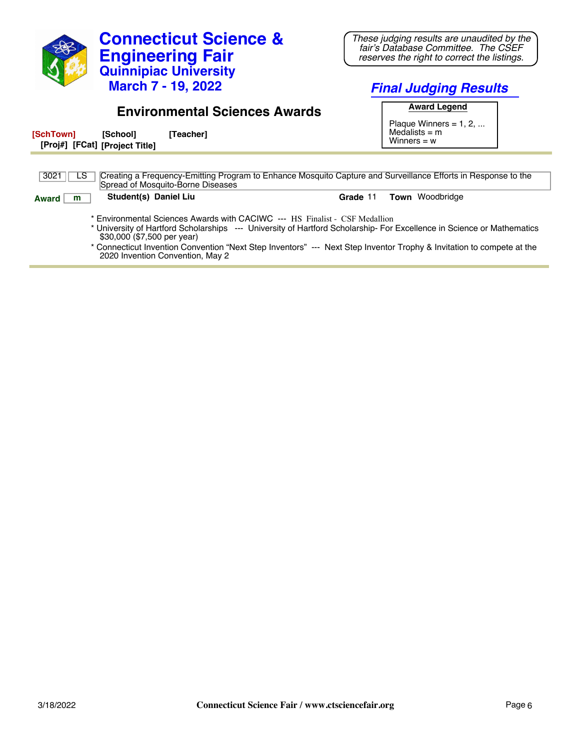# Connecticut Science & Engineering Fair
## Quinnipiac University
### March 7 - 19, 2022

*These judging results are unaudited by the fair's Database Committee. The CSEF reserves the right to correct the listings.*

***Final Judging Results***

## Environmental Sciences Awards

**Award Legend**

Plaque Winners = 1, 2, ...
Medalists = m
Winners = w

**[SchTown]** **[School]** **[Teacher]**
**[Proj#]** **[FCat]** **[Project Title]**

---

3021 | LS | Creating a Frequency-Emitting Program to Enhance Mosquito Capture and Surveillance Efforts in Response to the Spread of Mosquito-Borne Diseases

**Award** m | **Student(s)** **Daniel Liu** | **Grade** 11 | **Town** Woodbridge

* Environmental Sciences Awards with CACIWC --- HS Finalist - CSF Medallion
* University of Hartford Scholarships --- University of Hartford Scholarship- For Excellence in Science or Mathematics $30,000 ($7,500 per year)
* Connecticut Invention Convention "Next Step Inventors" --- Next Step Inventor Trophy & Invitation to compete at the 2020 Invention Convention, May 2